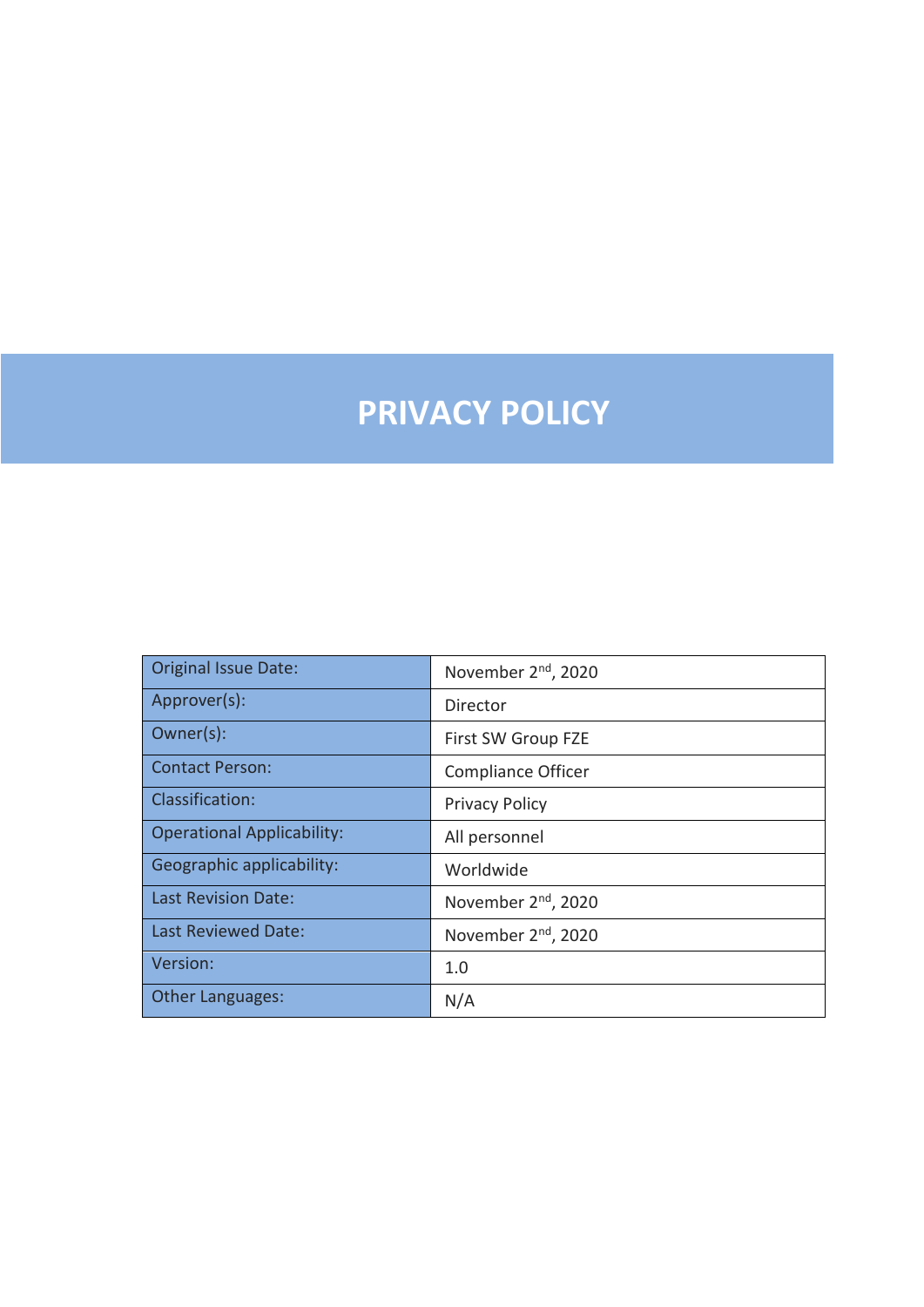# PRIVACY POLICY

| | |
|---|---|
| Original Issue Date: | November 2nd, 2020 |
| Approver(s): | Director |
| Owner(s): | First SW Group FZE |
| Contact Person: | Compliance Officer |
| Classification: | Privacy Policy |
| Operational Applicability: | All personnel |
| Geographic applicability: | Worldwide |
| Last Revision Date: | November 2nd, 2020 |
| Last Reviewed Date: | November 2nd, 2020 |
| Version: | 1.0 |
| Other Languages: | N/A |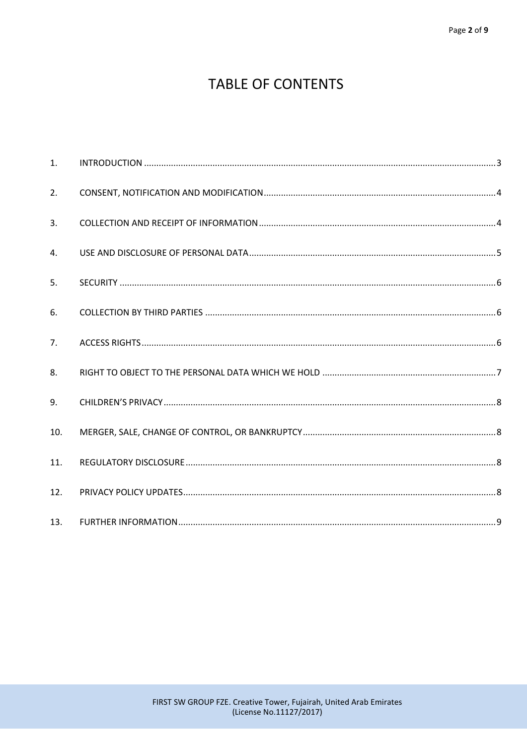# TABLE OF CONTENTS

1. INTRODUCTION .......... 3
2. CONSENT, NOTIFICATION AND MODIFICATION .......... 4
3. COLLECTION AND RECEIPT OF INFORMATION .......... 4
4. USE AND DISCLOSURE OF PERSONAL DATA .......... 5
5. SECURITY .......... 6
6. COLLECTION BY THIRD PARTIES .......... 6
7. ACCESS RIGHTS .......... 6
8. RIGHT TO OBJECT TO THE PERSONAL DATA WHICH WE HOLD .......... 7
9. CHILDREN'S PRIVACY .......... 8
10. MERGER, SALE, CHANGE OF CONTROL, OR BANKRUPTCY .......... 8
11. REGULATORY DISCLOSURE .......... 8
12. PRIVACY POLICY UPDATES .......... 8
13. FURTHER INFORMATION .......... 9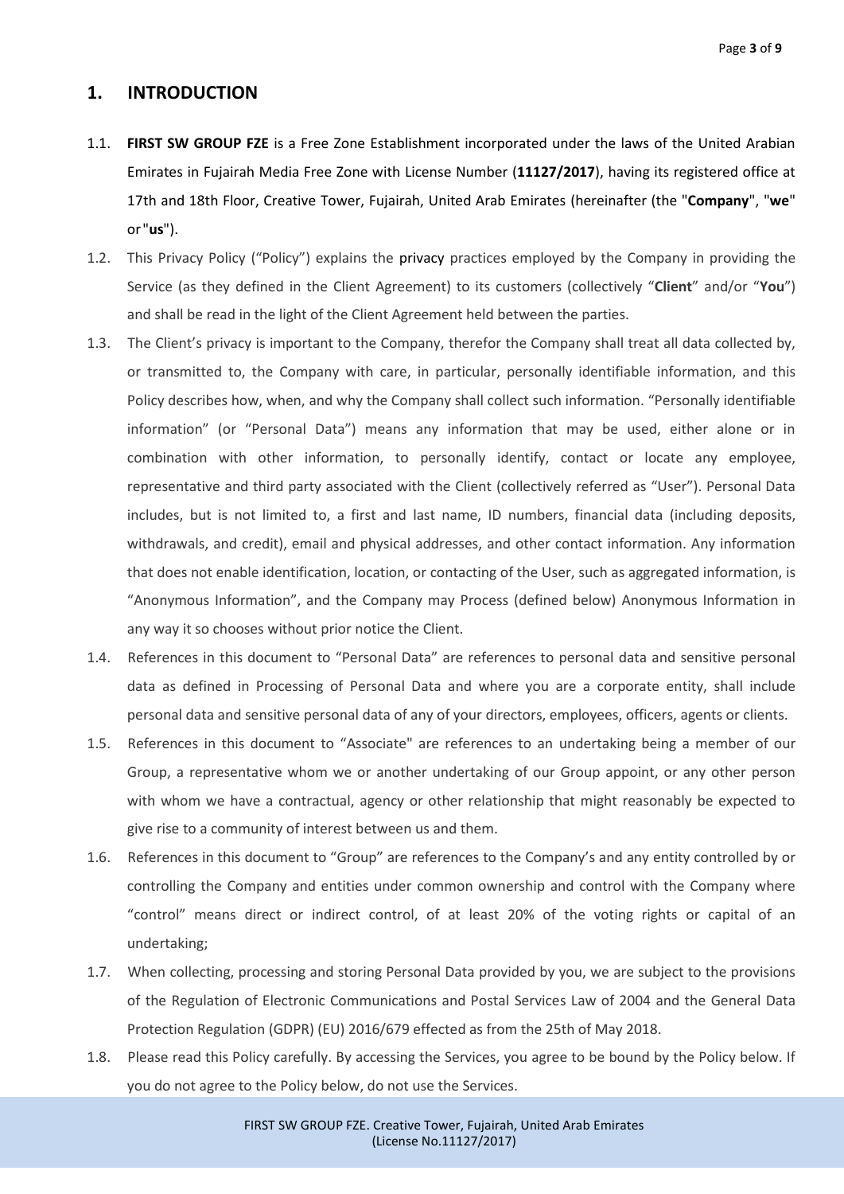# 1. INTRODUCTION

1.1. **FIRST SW GROUP FZE** is a Free Zone Establishment incorporated under the laws of the United Arabian Emirates in Fujairah Media Free Zone with License Number (**11127/2017**), having its registered office at 17th and 18th Floor, Creative Tower, Fujairah, United Arab Emirates (hereinafter (the "**Company**", "**we**" or "**us**").

1.2. This Privacy Policy ("Policy") explains the privacy practices employed by the Company in providing the Service (as they defined in the Client Agreement) to its customers (collectively "**Client**" and/or "**You**") and shall be read in the light of the Client Agreement held between the parties.

1.3. The Client's privacy is important to the Company, therefor the Company shall treat all data collected by, or transmitted to, the Company with care, in particular, personally identifiable information, and this Policy describes how, when, and why the Company shall collect such information. "Personally identifiable information" (or "Personal Data") means any information that may be used, either alone or in combination with other information, to personally identify, contact or locate any employee, representative and third party associated with the Client (collectively referred as "User"). Personal Data includes, but is not limited to, a first and last name, ID numbers, financial data (including deposits, withdrawals, and credit), email and physical addresses, and other contact information. Any information that does not enable identification, location, or contacting of the User, such as aggregated information, is "Anonymous Information", and the Company may Process (defined below) Anonymous Information in any way it so chooses without prior notice the Client.

1.4. References in this document to "Personal Data" are references to personal data and sensitive personal data as defined in Processing of Personal Data and where you are a corporate entity, shall include personal data and sensitive personal data of any of your directors, employees, officers, agents or clients.

1.5. References in this document to "Associate" are references to an undertaking being a member of our Group, a representative whom we or another undertaking of our Group appoint, or any other person with whom we have a contractual, agency or other relationship that might reasonably be expected to give rise to a community of interest between us and them.

1.6. References in this document to "Group" are references to the Company's and any entity controlled by or controlling the Company and entities under common ownership and control with the Company where "control" means direct or indirect control, of at least 20% of the voting rights or capital of an undertaking;

1.7. When collecting, processing and storing Personal Data provided by you, we are subject to the provisions of the Regulation of Electronic Communications and Postal Services Law of 2004 and the General Data Protection Regulation (GDPR) (EU) 2016/679 effected as from the 25th of May 2018.

1.8. Please read this Policy carefully. By accessing the Services, you agree to be bound by the Policy below. If you do not agree to the Policy below, do not use the Services.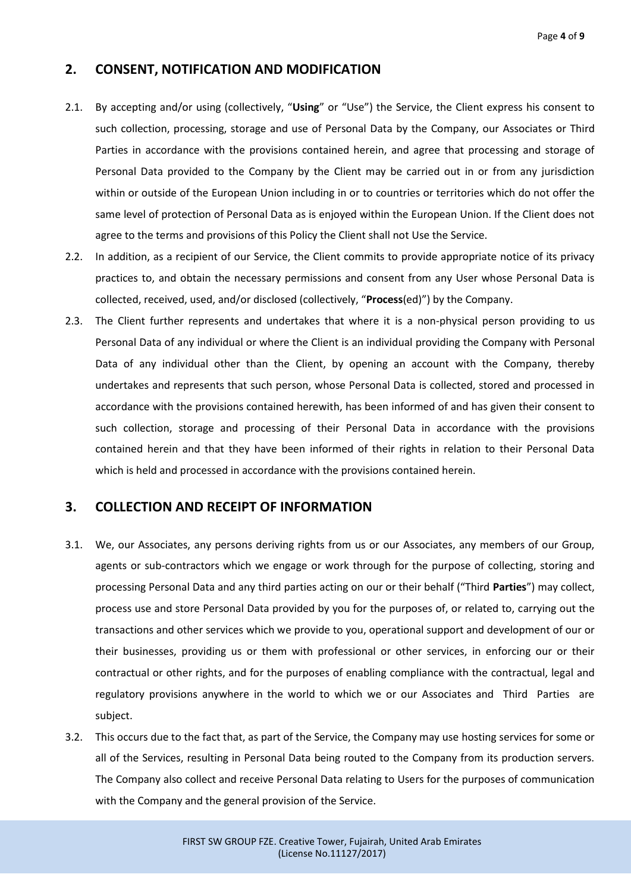## 2. CONSENT, NOTIFICATION AND MODIFICATION

2.1. By accepting and/or using (collectively, "**Using**" or "Use") the Service, the Client express his consent to such collection, processing, storage and use of Personal Data by the Company, our Associates or Third Parties in accordance with the provisions contained herein, and agree that processing and storage of Personal Data provided to the Company by the Client may be carried out in or from any jurisdiction within or outside of the European Union including in or to countries or territories which do not offer the same level of protection of Personal Data as is enjoyed within the European Union. If the Client does not agree to the terms and provisions of this Policy the Client shall not Use the Service.

2.2. In addition, as a recipient of our Service, the Client commits to provide appropriate notice of its privacy practices to, and obtain the necessary permissions and consent from any User whose Personal Data is collected, received, used, and/or disclosed (collectively, "**Process**(ed)") by the Company.

2.3. The Client further represents and undertakes that where it is a non-physical person providing to us Personal Data of any individual or where the Client is an individual providing the Company with Personal Data of any individual other than the Client, by opening an account with the Company, thereby undertakes and represents that such person, whose Personal Data is collected, stored and processed in accordance with the provisions contained herewith, has been informed of and has given their consent to such collection, storage and processing of their Personal Data in accordance with the provisions contained herein and that they have been informed of their rights in relation to their Personal Data which is held and processed in accordance with the provisions contained herein.

## 3. COLLECTION AND RECEIPT OF INFORMATION

3.1. We, our Associates, any persons deriving rights from us or our Associates, any members of our Group, agents or sub-contractors which we engage or work through for the purpose of collecting, storing and processing Personal Data and any third parties acting on our or their behalf ("Third **Parties**") may collect, process use and store Personal Data provided by you for the purposes of, or related to, carrying out the transactions and other services which we provide to you, operational support and development of our or their businesses, providing us or them with professional or other services, in enforcing our or their contractual or other rights, and for the purposes of enabling compliance with the contractual, legal and regulatory provisions anywhere in the world to which we or our Associates and Third Parties are subject.

3.2. This occurs due to the fact that, as part of the Service, the Company may use hosting services for some or all of the Services, resulting in Personal Data being routed to the Company from its production servers. The Company also collect and receive Personal Data relating to Users for the purposes of communication with the Company and the general provision of the Service.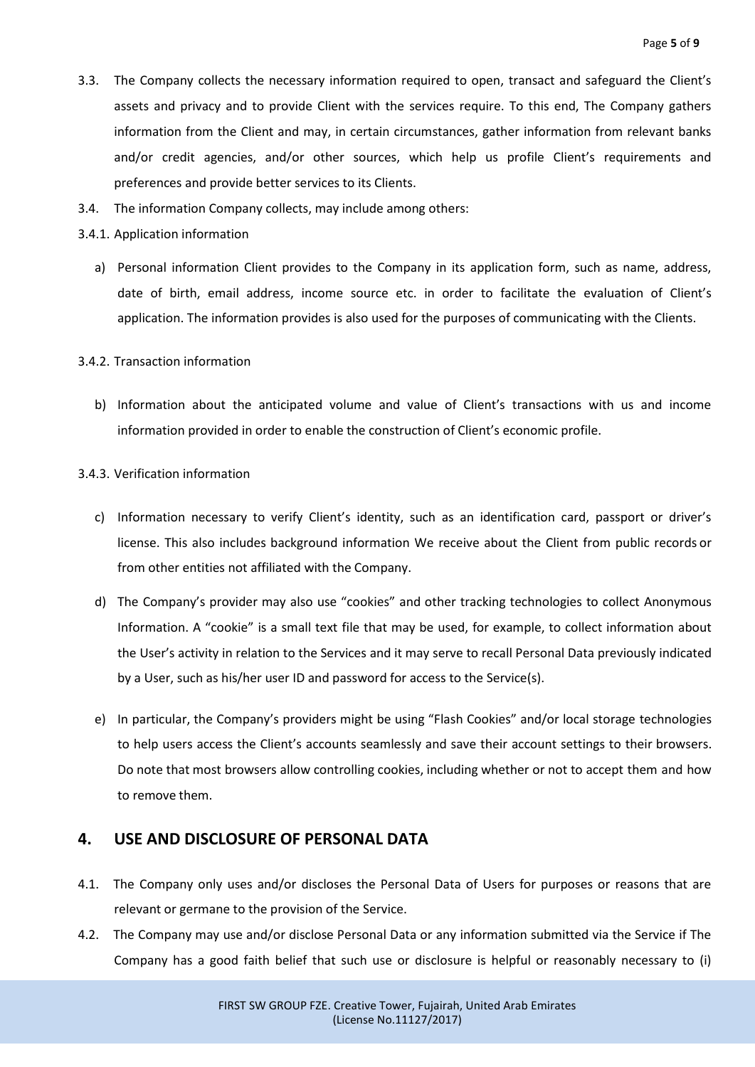3.3. The Company collects the necessary information required to open, transact and safeguard the Client's assets and privacy and to provide Client with the services require. To this end, The Company gathers information from the Client and may, in certain circumstances, gather information from relevant banks and/or credit agencies, and/or other sources, which help us profile Client's requirements and preferences and provide better services to its Clients.

3.4. The information Company collects, may include among others:

3.4.1. Application information

a) Personal information Client provides to the Company in its application form, such as name, address, date of birth, email address, income source etc. in order to facilitate the evaluation of Client's application. The information provides is also used for the purposes of communicating with the Clients.

3.4.2. Transaction information

b) Information about the anticipated volume and value of Client's transactions with us and income information provided in order to enable the construction of Client's economic profile.

3.4.3. Verification information

c) Information necessary to verify Client's identity, such as an identification card, passport or driver's license. This also includes background information We receive about the Client from public records or from other entities not affiliated with the Company.

d) The Company's provider may also use "cookies" and other tracking technologies to collect Anonymous Information. A "cookie" is a small text file that may be used, for example, to collect information about the User's activity in relation to the Services and it may serve to recall Personal Data previously indicated by a User, such as his/her user ID and password for access to the Service(s).

e) In particular, the Company's providers might be using "Flash Cookies" and/or local storage technologies to help users access the Client's accounts seamlessly and save their account settings to their browsers. Do note that most browsers allow controlling cookies, including whether or not to accept them and how to remove them.

## 4. USE AND DISCLOSURE OF PERSONAL DATA

4.1. The Company only uses and/or discloses the Personal Data of Users for purposes or reasons that are relevant or germane to the provision of the Service.

4.2. The Company may use and/or disclose Personal Data or any information submitted via the Service if The Company has a good faith belief that such use or disclosure is helpful or reasonably necessary to (i)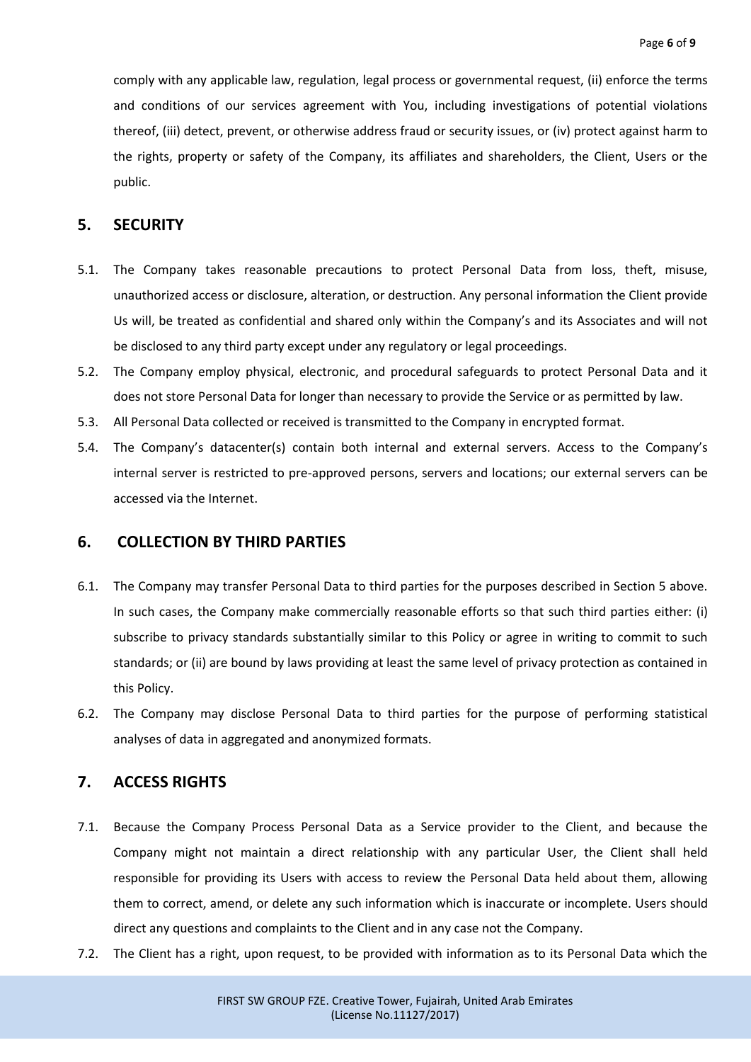comply with any applicable law, regulation, legal process or governmental request, (ii) enforce the terms and conditions of our services agreement with You, including investigations of potential violations thereof, (iii) detect, prevent, or otherwise address fraud or security issues, or (iv) protect against harm to the rights, property or safety of the Company, its affiliates and shareholders, the Client, Users or the public.

## 5. SECURITY

5.1. The Company takes reasonable precautions to protect Personal Data from loss, theft, misuse, unauthorized access or disclosure, alteration, or destruction. Any personal information the Client provide Us will, be treated as confidential and shared only within the Company's and its Associates and will not be disclosed to any third party except under any regulatory or legal proceedings.

5.2. The Company employ physical, electronic, and procedural safeguards to protect Personal Data and it does not store Personal Data for longer than necessary to provide the Service or as permitted by law.

5.3. All Personal Data collected or received is transmitted to the Company in encrypted format.

5.4. The Company's datacenter(s) contain both internal and external servers. Access to the Company's internal server is restricted to pre-approved persons, servers and locations; our external servers can be accessed via the Internet.

## 6. COLLECTION BY THIRD PARTIES

6.1. The Company may transfer Personal Data to third parties for the purposes described in Section 5 above. In such cases, the Company make commercially reasonable efforts so that such third parties either: (i) subscribe to privacy standards substantially similar to this Policy or agree in writing to commit to such standards; or (ii) are bound by laws providing at least the same level of privacy protection as contained in this Policy.

6.2. The Company may disclose Personal Data to third parties for the purpose of performing statistical analyses of data in aggregated and anonymized formats.

## 7. ACCESS RIGHTS

7.1. Because the Company Process Personal Data as a Service provider to the Client, and because the Company might not maintain a direct relationship with any particular User, the Client shall held responsible for providing its Users with access to review the Personal Data held about them, allowing them to correct, amend, or delete any such information which is inaccurate or incomplete. Users should direct any questions and complaints to the Client and in any case not the Company.

7.2. The Client has a right, upon request, to be provided with information as to its Personal Data which the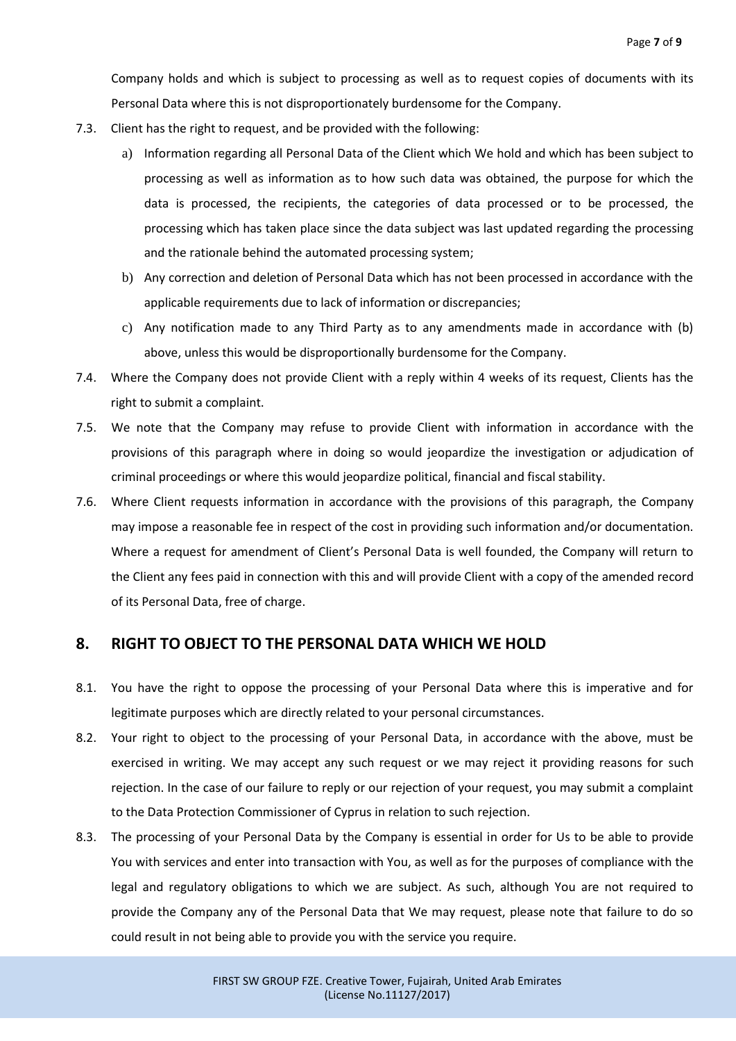Company holds and which is subject to processing as well as to request copies of documents with its Personal Data where this is not disproportionately burdensome for the Company.

7.3. Client has the right to request, and be provided with the following:

a) Information regarding all Personal Data of the Client which We hold and which has been subject to processing as well as information as to how such data was obtained, the purpose for which the data is processed, the recipients, the categories of data processed or to be processed, the processing which has taken place since the data subject was last updated regarding the processing and the rationale behind the automated processing system;

b) Any correction and deletion of Personal Data which has not been processed in accordance with the applicable requirements due to lack of information or discrepancies;

c) Any notification made to any Third Party as to any amendments made in accordance with (b) above, unless this would be disproportionally burdensome for the Company.

7.4. Where the Company does not provide Client with a reply within 4 weeks of its request, Clients has the right to submit a complaint.

7.5. We note that the Company may refuse to provide Client with information in accordance with the provisions of this paragraph where in doing so would jeopardize the investigation or adjudication of criminal proceedings or where this would jeopardize political, financial and fiscal stability.

7.6. Where Client requests information in accordance with the provisions of this paragraph, the Company may impose a reasonable fee in respect of the cost in providing such information and/or documentation. Where a request for amendment of Client's Personal Data is well founded, the Company will return to the Client any fees paid in connection with this and will provide Client with a copy of the amended record of its Personal Data, free of charge.

## 8. RIGHT TO OBJECT TO THE PERSONAL DATA WHICH WE HOLD

8.1. You have the right to oppose the processing of your Personal Data where this is imperative and for legitimate purposes which are directly related to your personal circumstances.

8.2. Your right to object to the processing of your Personal Data, in accordance with the above, must be exercised in writing. We may accept any such request or we may reject it providing reasons for such rejection. In the case of our failure to reply or our rejection of your request, you may submit a complaint to the Data Protection Commissioner of Cyprus in relation to such rejection.

8.3. The processing of your Personal Data by the Company is essential in order for Us to be able to provide You with services and enter into transaction with You, as well as for the purposes of compliance with the legal and regulatory obligations to which we are subject. As such, although You are not required to provide the Company any of the Personal Data that We may request, please note that failure to do so could result in not being able to provide you with the service you require.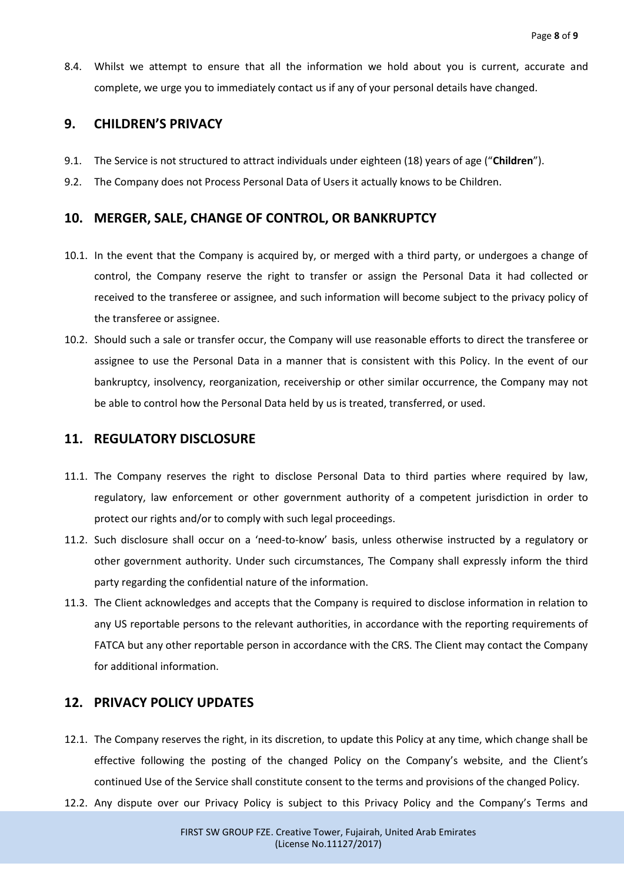8.4. Whilst we attempt to ensure that all the information we hold about you is current, accurate and complete, we urge you to immediately contact us if any of your personal details have changed.

## 9. CHILDREN'S PRIVACY

9.1. The Service is not structured to attract individuals under eighteen (18) years of age ("**Children**").

9.2. The Company does not Process Personal Data of Users it actually knows to be Children.

## 10. MERGER, SALE, CHANGE OF CONTROL, OR BANKRUPTCY

10.1. In the event that the Company is acquired by, or merged with a third party, or undergoes a change of control, the Company reserve the right to transfer or assign the Personal Data it had collected or received to the transferee or assignee, and such information will become subject to the privacy policy of the transferee or assignee.

10.2. Should such a sale or transfer occur, the Company will use reasonable efforts to direct the transferee or assignee to use the Personal Data in a manner that is consistent with this Policy. In the event of our bankruptcy, insolvency, reorganization, receivership or other similar occurrence, the Company may not be able to control how the Personal Data held by us is treated, transferred, or used.

## 11. REGULATORY DISCLOSURE

11.1. The Company reserves the right to disclose Personal Data to third parties where required by law, regulatory, law enforcement or other government authority of a competent jurisdiction in order to protect our rights and/or to comply with such legal proceedings.

11.2. Such disclosure shall occur on a 'need-to-know' basis, unless otherwise instructed by a regulatory or other government authority. Under such circumstances, The Company shall expressly inform the third party regarding the confidential nature of the information.

11.3. The Client acknowledges and accepts that the Company is required to disclose information in relation to any US reportable persons to the relevant authorities, in accordance with the reporting requirements of FATCA but any other reportable person in accordance with the CRS. The Client may contact the Company for additional information.

## 12. PRIVACY POLICY UPDATES

12.1. The Company reserves the right, in its discretion, to update this Policy at any time, which change shall be effective following the posting of the changed Policy on the Company's website, and the Client's continued Use of the Service shall constitute consent to the terms and provisions of the changed Policy.

12.2. Any dispute over our Privacy Policy is subject to this Privacy Policy and the Company's Terms and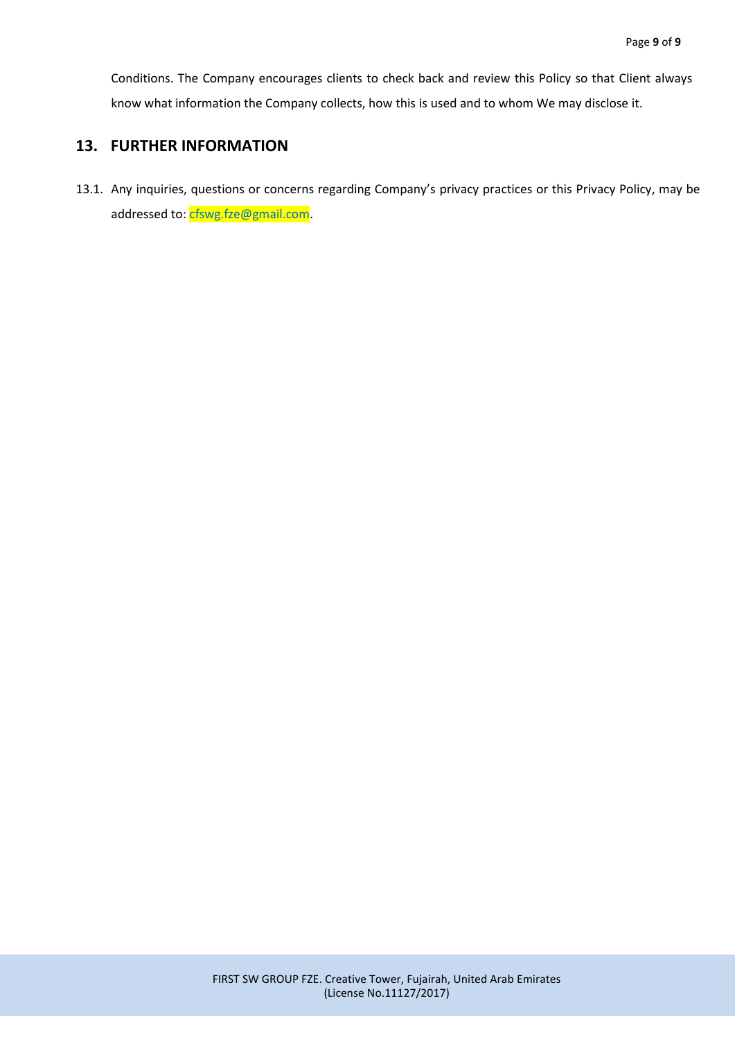Conditions. The Company encourages clients to check back and review this Policy so that Client always know what information the Company collects, how this is used and to whom We may disclose it.

## 13. FURTHER INFORMATION

13.1. Any inquiries, questions or concerns regarding Company's privacy practices or this Privacy Policy, may be addressed to: cfswg.fze@gmail.com.